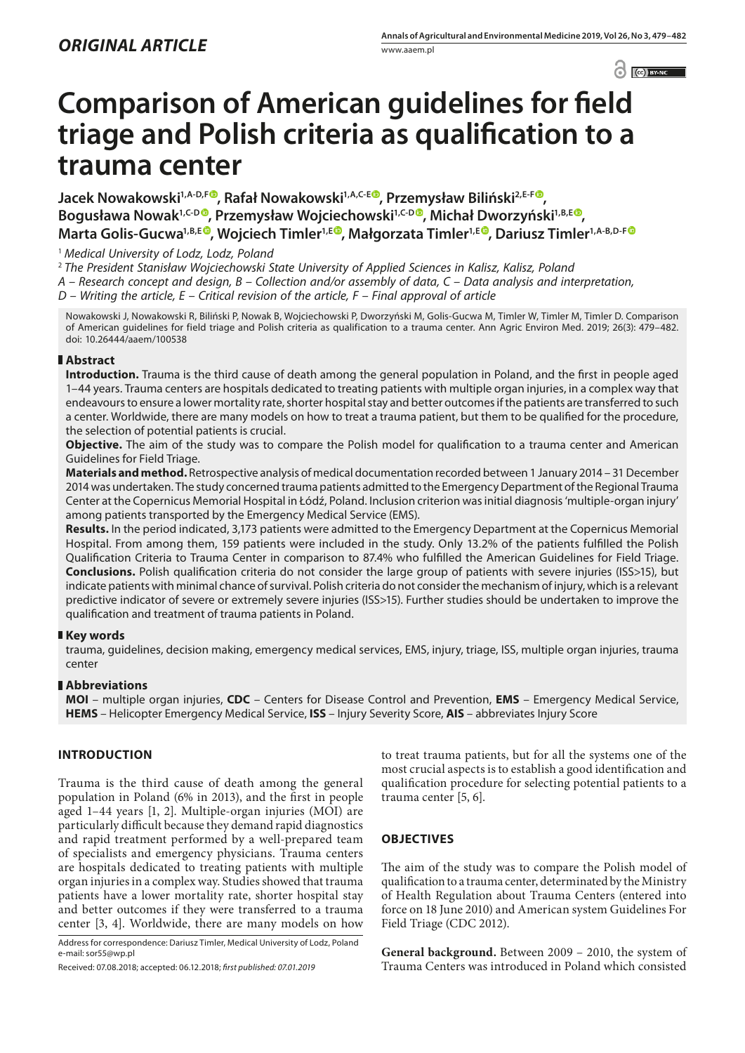*ORIGINAL ARTICLE*

# Comparison of American guidelines for field triage and Polish criteria as qualification to a trauma center

**Jacek Nowakowski[1,A-D,F], Rafał Nowakowski[1,A,C-E], Przemysław Biliński[2,E-F], Bogusława Nowak[1,C-D], Przemysław Wojciechowski[1,C-D], Michał Dworzyński[1,B,E], Marta Golis-Gucwa[1,B,E], Wojciech Timler[1,E], Małgorzata Timler[1,E], Dariusz Timler[1,A-B,D-F]**

[1] *Medical University of Lodz, Lodz, Poland*

[2] *The President Stanisław Wojciechowski State University of Applied Sciences in Kalisz, Kalisz, Poland*

*A – Research concept and design, B – Collection and/or assembly of data, C – Data analysis and interpretation, D – Writing the article, E – Critical revision of the article, F – Final approval of article*

Nowakowski J, Nowakowski R, Biliński P, Nowak B, Wojciechowski P, Dworzyński M, Golis-Gucwa M, Timler W, Timler M, Timler D. Comparison of American guidelines for field triage and Polish criteria as qualification to a trauma center. Ann Agric Environ Med. 2019; 26(3): 479–482. doi: 10.26444/aaem/100538

## Abstract

**Introduction.** Trauma is the third cause of death among the general population in Poland, and the first in people aged 1–44 years. Trauma centers are hospitals dedicated to treating patients with multiple organ injuries, in a complex way that endeavours to ensure a lower mortality rate, shorter hospital stay and better outcomes if the patients are transferred to such a center. Worldwide, there are many models on how to treat a trauma patient, but them to be qualified for the procedure, the selection of potential patients is crucial.

**Objective.** The aim of the study was to compare the Polish model for qualification to a trauma center and American Guidelines for Field Triage.

**Materials and method.** Retrospective analysis of medical documentation recorded between 1 January 2014 – 31 December 2014 was undertaken. The study concerned trauma patients admitted to the Emergency Department of the Regional Trauma Center at the Copernicus Memorial Hospital in Łódź, Poland. Inclusion criterion was initial diagnosis 'multiple-organ injury' among patients transported by the Emergency Medical Service (EMS).

**Results.** In the period indicated, 3,173 patients were admitted to the Emergency Department at the Copernicus Memorial Hospital. From among them, 159 patients were included in the study. Only 13.2% of the patients fulfilled the Polish Qualification Criteria to Trauma Center in comparison to 87.4% who fulfilled the American Guidelines for Field Triage.

**Conclusions.** Polish qualification criteria do not consider the large group of patients with severe injuries (ISS>15), but indicate patients with minimal chance of survival. Polish criteria do not consider the mechanism of injury, which is a relevant predictive indicator of severe or extremely severe injuries (ISS>15). Further studies should be undertaken to improve the qualification and treatment of trauma patients in Poland.

## Key words

trauma, guidelines, decision making, emergency medical services, EMS, injury, triage, ISS, multiple organ injuries, trauma center

## Abbreviations

**MOI** – multiple organ injuries, **CDC** – Centers for Disease Control and Prevention, **EMS** – Emergency Medical Service, **HEMS** – Helicopter Emergency Medical Service, **ISS** – Injury Severity Score, **AIS** – abbreviates Injury Score

## INTRODUCTION

Trauma is the third cause of death among the general population in Poland (6% in 2013), and the first in people aged 1–44 years [1, 2]. Multiple-organ injuries (MOI) are particularly difficult because they demand rapid diagnostics and rapid treatment performed by a well-prepared team of specialists and emergency physicians. Trauma centers are hospitals dedicated to treating patients with multiple organ injuries in a complex way. Studies showed that trauma patients have a lower mortality rate, shorter hospital stay and better outcomes if they were transferred to a trauma center [3, 4]. Worldwide, there are many models on how to treat trauma patients, but for all the systems one of the most crucial aspects is to establish a good identification and qualification procedure for selecting potential patients to a trauma center [5, 6].

## OBJECTIVES

The aim of the study was to compare the Polish model of qualification to a trauma center, determinated by the Ministry of Health Regulation about Trauma Centers (entered into force on 18 June 2010) and American system Guidelines For Field Triage (CDC 2012).

**General background.** Between 2009 – 2010, the system of Trauma Centers was introduced in Poland which consisted

Address for correspondence: Dariusz Timler, Medical University of Lodz, Poland e-mail: sor55@wp.pl

Received: 07.08.2018; accepted: 06.12.2018; *first published: 07.01.2019*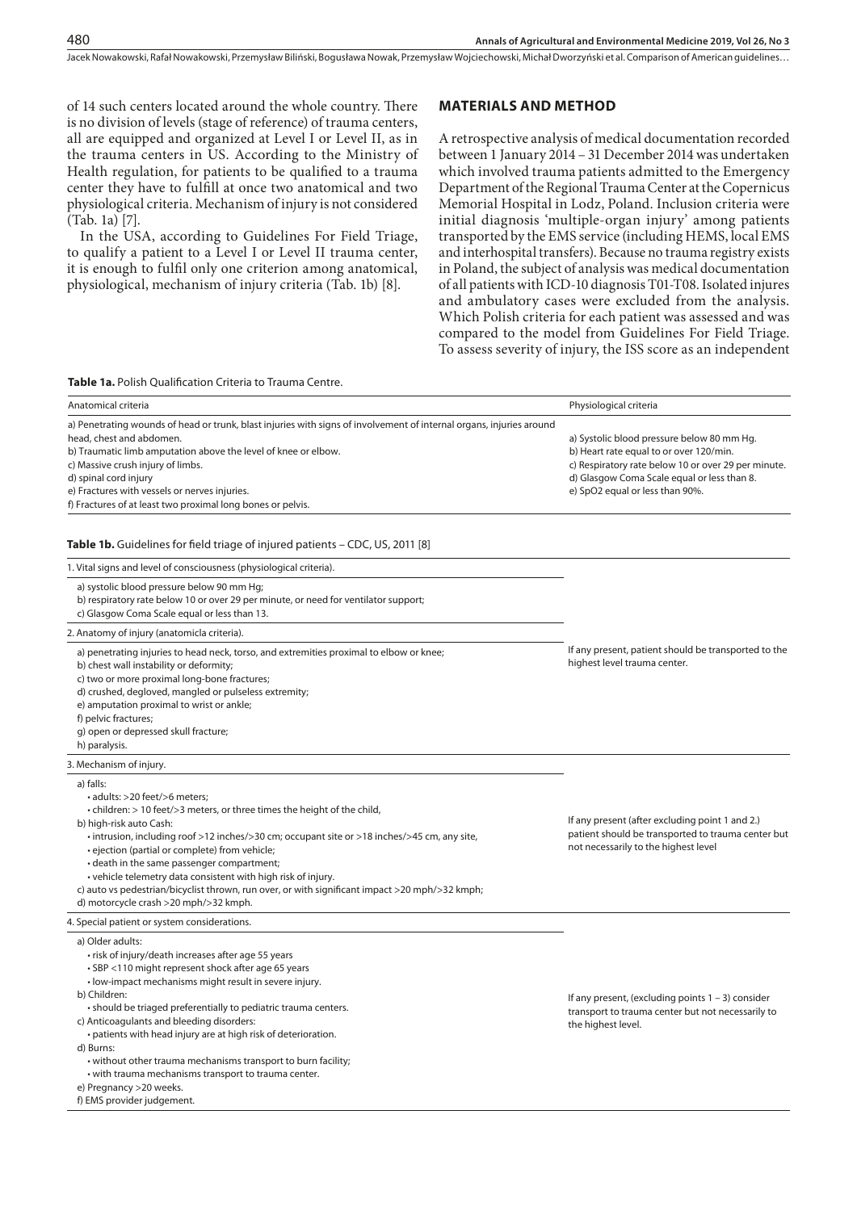of 14 such centers located around the whole country. There is no division of levels (stage of reference) of trauma centers, all are equipped and organized at Level I or Level II, as in the trauma centers in US. According to the Ministry of Health regulation, for patients to be qualified to a trauma center they have to fulfill at once two anatomical and two physiological criteria. Mechanism of injury is not considered (Tab. 1a) [7].

In the USA, according to Guidelines For Field Triage, to qualify a patient to a Level I or Level II trauma center, it is enough to fulfil only one criterion among anatomical, physiological, mechanism of injury criteria (Tab. 1b) [8].

## MATERIALS AND METHOD

A retrospective analysis of medical documentation recorded between 1 January 2014 – 31 December 2014 was undertaken which involved trauma patients admitted to the Emergency Department of the Regional Trauma Center at the Copernicus Memorial Hospital in Lodz, Poland. Inclusion criteria were initial diagnosis 'multiple-organ injury' among patients transported by the EMS service (including HEMS, local EMS and interhospital transfers). Because no trauma registry exists in Poland, the subject of analysis was medical documentation of all patients with ICD-10 diagnosis T01-T08. Isolated injures and ambulatory cases were excluded from the analysis. Which Polish criteria for each patient was assessed and was compared to the model from Guidelines For Field Triage. To assess severity of injury, the ISS score as an independent

**Table 1a.** Polish Qualification Criteria to Trauma Centre.

| Anatomical criteria | Physiological criteria |
|---|---|
| a) Penetrating wounds of head or trunk, blast injuries with signs of involvement of internal organs, injuries around head, chest and abdomen.<br>b) Traumatic limb amputation above the level of knee or elbow.<br>c) Massive crush injury of limbs.<br>d) spinal cord injury<br>e) Fractures with vessels or nerves injuries.<br>f) Fractures of at least two proximal long bones or pelvis. | a) Systolic blood pressure below 80 mm Hg.<br>b) Heart rate equal to or over 120/min.<br>c) Respiratory rate below 10 or over 29 per minute.<br>d) Glasgow Coma Scale equal or less than 8.<br>e) SpO2 equal or less than 90%. |

**Table 1b.** Guidelines for field triage of injured patients – CDC, US, 2011 [8]

| | |
|---|---|
| **1. Vital signs and level of consciousness (physiological criteria).** | |
| a) systolic blood pressure below 90 mm Hg;<br>b) respiratory rate below 10 or over 29 per minute, or need for ventilator support;<br>c) Glasgow Coma Scale equal or less than 13. | If any present, patient should be transported to the highest level trauma center. |
| **2. Anatomy of injury (anatomicla criteria).** | |
| a) penetrating injuries to head neck, torso, and extremities proximal to elbow or knee;<br>b) chest wall instability or deformity;<br>c) two or more proximal long-bone fractures;<br>d) crushed, degloved, mangled or pulseless extremity;<br>e) amputation proximal to wrist or ankle;<br>f) pelvic fractures;<br>g) open or depressed skull fracture;<br>h) paralysis. | |
| **3. Mechanism of injury.** | |
| a) falls:<br>• adults: >20 feet/>6 meters;<br>• children: > 10 feet/>3 meters, or three times the height of the child,<br>b) high-risk auto Cash:<br>• intrusion, including roof >12 inches/>30 cm; occupant site or >18 inches/>45 cm, any site,<br>• ejection (partial or complete) from vehicle;<br>• death in the same passenger compartment;<br>• vehicle telemetry data consistent with high risk of injury.<br>c) auto vs pedestrian/bicyclist thrown, run over, or with significant impact >20 mph/>32 kmph;<br>d) motorcycle crash >20 mph/>32 kmph. | If any present (after excluding point 1 and 2.) patient should be transported to trauma center but not necessarily to the highest level |
| **4. Special patient or system considerations.** | |
| a) Older adults:<br>• risk of injury/death increases after age 55 years<br>• SBP <110 might represent shock after age 65 years<br>• low-impact mechanisms might result in severe injury.<br>b) Children:<br>• should be triaged preferentially to pediatric trauma centers.<br>c) Anticoagulants and bleeding disorders:<br>• patients with head injury are at high risk of deterioration.<br>d) Burns:<br>• without other trauma mechanisms transport to burn facility;<br>• with trauma mechanisms transport to trauma center.<br>e) Pregnancy >20 weeks.<br>f) EMS provider judgement. | If any present, (excluding points 1 – 3) consider transport to trauma center but not necessarily to the highest level. |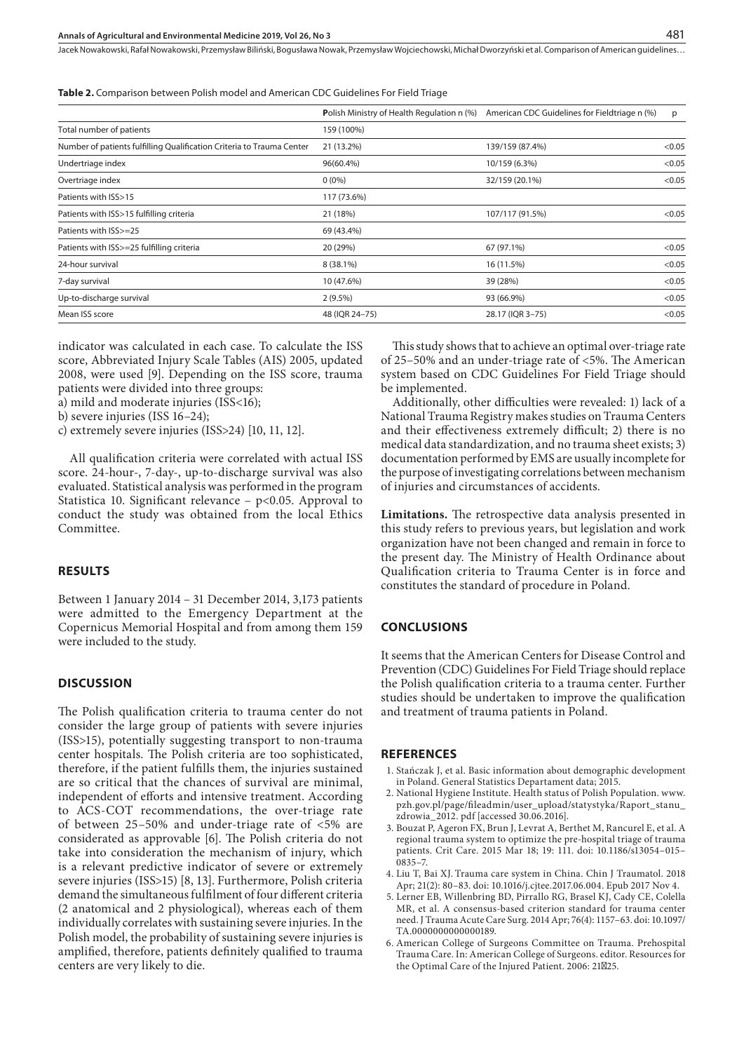**Table 2.** Comparison between Polish model and American CDC Guidelines For Field Triage

| | **P**olish Ministry of Health Regulation n (%) | American CDC Guidelines for Fieldtriage n (%) | p |
|---|---|---|---|
| Total number of patients | 159 (100%) | | |
| Number of patients fulfilling Qualification Criteria to Trauma Center | 21 (13.2%) | 139/159 (87.4%) | <0.05 |
| Undertriage index | 96(60.4%) | 10/159 (6.3%) | <0.05 |
| Overtriage index | 0 (0%) | 32/159 (20.1%) | <0.05 |
| Patients with ISS>15 | 117 (73.6%) | | |
| Patients with ISS>15 fulfilling criteria | 21 (18%) | 107/117 (91.5%) | <0.05 |
| Patients with ISS>=25 | 69 (43.4%) | | |
| Patients with ISS>=25 fulfilling criteria | 20 (29%) | 67 (97.1%) | <0.05 |
| 24-hour survival | 8 (38.1%) | 16 (11.5%) | <0.05 |
| 7-day survival | 10 (47.6%) | 39 (28%) | <0.05 |
| Up-to-discharge survival | 2 (9.5%) | 93 (66.9%) | <0.05 |
| Mean ISS score | 48 (IQR 24–75) | 28.17 (IQR 3–75) | <0.05 |

indicator was calculated in each case. To calculate the ISS score, Abbreviated Injury Scale Tables (AIS) 2005, updated 2008, were used [9]. Depending on the ISS score, trauma patients were divided into three groups:

a) mild and moderate injuries (ISS<16);
b) severe injuries (ISS 16–24);
c) extremely severe injuries (ISS>24) [10, 11, 12].

All qualification criteria were correlated with actual ISS score. 24-hour-, 7-day-, up-to-discharge survival was also evaluated. Statistical analysis was performed in the program Statistica 10. Significant relevance – $p<0.05$. Approval to conduct the study was obtained from the local Ethics Committee.

## RESULTS

Between 1 January 2014 – 31 December 2014, 3,173 patients were admitted to the Emergency Department at the Copernicus Memorial Hospital and from among them 159 were included to the study.

## DISCUSSION

The Polish qualification criteria to trauma center do not consider the large group of patients with severe injuries (ISS>15), potentially suggesting transport to non-trauma center hospitals. The Polish criteria are too sophisticated, therefore, if the patient fulfills them, the injuries sustained are so critical that the chances of survival are minimal, independent of efforts and intensive treatment. According to ACS-COT recommendations, the over-triage rate of between 25–50% and under-triage rate of <5% are considerated as approvable [6]. The Polish criteria do not take into consideration the mechanism of injury, which is a relevant predictive indicator of severe or extremely severe injuries (ISS>15) [8, 13]. Furthermore, Polish criteria demand the simultaneous fulfilment of four different criteria (2 anatomical and 2 physiological), whereas each of them individually correlates with sustaining severe injuries. In the Polish model, the probability of sustaining severe injuries is amplified, therefore, patients definitely qualified to trauma centers are very likely to die.

This study shows that to achieve an optimal over-triage rate of 25–50% and an under-triage rate of <5%. The American system based on CDC Guidelines For Field Triage should be implemented.

Additionally, other difficulties were revealed: 1) lack of a National Trauma Registry makes studies on Trauma Centers and their effectiveness extremely difficult; 2) there is no medical data standardization, and no trauma sheet exists; 3) documentation performed by EMS are usually incomplete for the purpose of investigating correlations between mechanism of injuries and circumstances of accidents.

**Limitations.** The retrospective data analysis presented in this study refers to previous years, but legislation and work organization have not been changed and remain in force to the present day. The Ministry of Health Ordinance about Qualification criteria to Trauma Center is in force and constitutes the standard of procedure in Poland.

## CONCLUSIONS

It seems that the American Centers for Disease Control and Prevention (CDC) Guidelines For Field Triage should replace the Polish qualification criteria to a trauma center. Further studies should be undertaken to improve the qualification and treatment of trauma patients in Poland.

## REFERENCES

1. Stańczak J, et al. Basic information about demographic development in Poland. General Statistics Departament data; 2015.
2. National Hygiene Institute. Health status of Polish Population. www.pzh.gov.pl/page/fileadmin/user_upload/statystyka/Raport_stanu_zdrowia_2012. pdf [accessed 30.06.2016].
3. Bouzat P, Ageron FX, Brun J, Levrat A, Berthet M, Rancurel E, et al. A regional trauma system to optimize the pre-hospital triage of trauma patients. Crit Care. 2015 Mar 18; 19: 111. doi: 10.1186/s13054–015–0835–7.
4. Liu T, Bai XJ. Trauma care system in China. Chin J Traumatol. 2018 Apr; 21(2): 80–83. doi: 10.1016/j.cjtee.2017.06.004. Epub 2017 Nov 4.
5. Lerner EB, Willenbring BD, Pirrallo RG, Brasel KJ, Cady CE, Colella MR, et al. A consensus-based criterion standard for trauma center need. J Trauma Acute Care Surg. 2014 Apr; 76(4): 1157–63. doi: 10.1097/TA.0000000000000189.
6. American College of Surgeons Committee on Trauma. Prehospital Trauma Care. In: American College of Surgeons. editor. Resources for the Optimal Care of the Injured Patient. 2006: 21–25.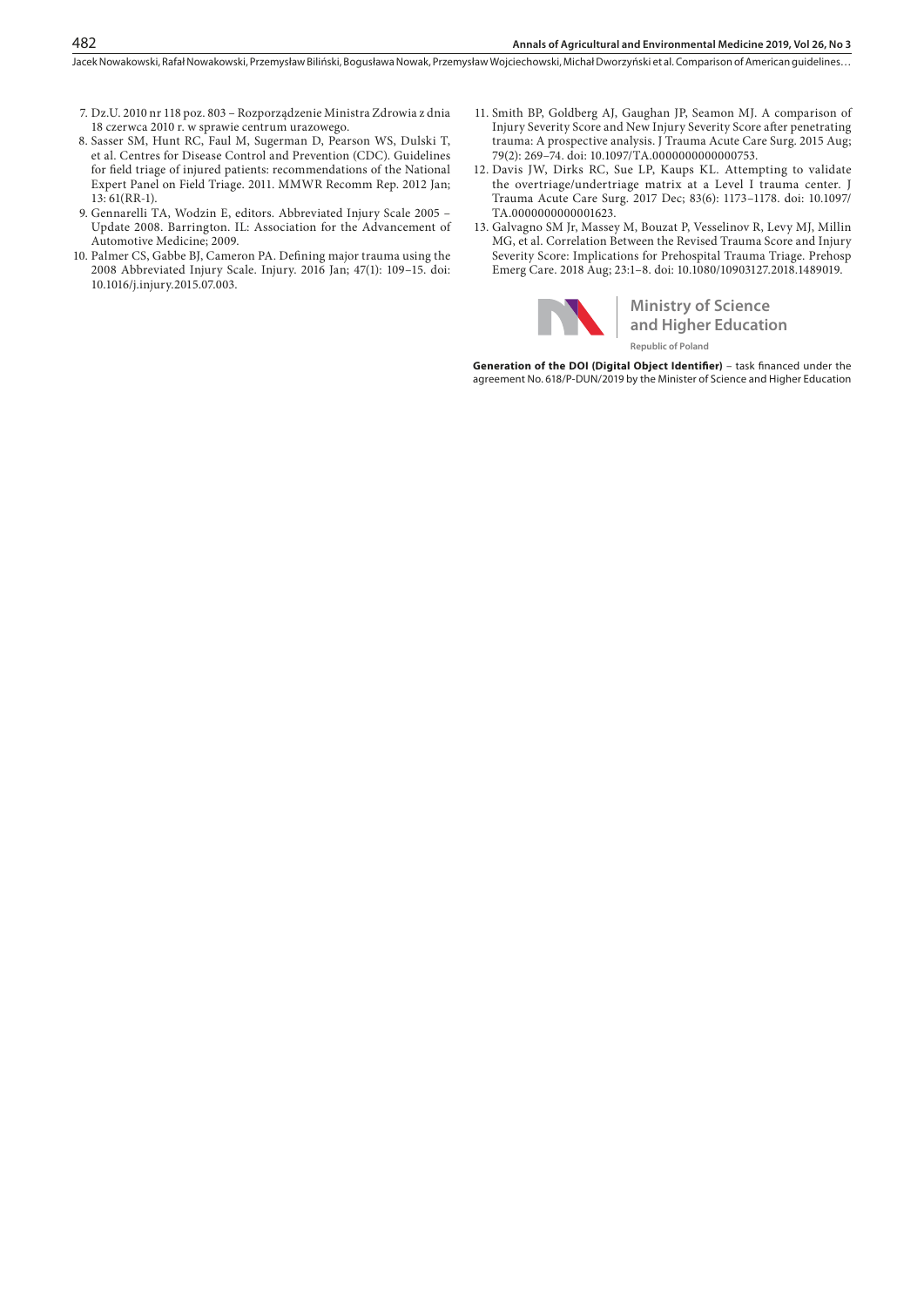7. Dz.U. 2010 nr 118 poz. 803 – Rozporządzenie Ministra Zdrowia z dnia 18 czerwca 2010 r. w sprawie centrum urazowego.
8. Sasser SM, Hunt RC, Faul M, Sugerman D, Pearson WS, Dulski T, et al. Centres for Disease Control and Prevention (CDC). Guidelines for field triage of injured patients: recommendations of the National Expert Panel on Field Triage. 2011. MMWR Recomm Rep. 2012 Jan; 13: 61(RR-1).
9. Gennarelli TA, Wodzin E, editors. Abbreviated Injury Scale 2005 – Update 2008. Barrington. IL: Association for the Advancement of Automotive Medicine; 2009.
10. Palmer CS, Gabbe BJ, Cameron PA. Defining major trauma using the 2008 Abbreviated Injury Scale. Injury. 2016 Jan; 47(1): 109–15. doi: 10.1016/j.injury.2015.07.003.
11. Smith BP, Goldberg AJ, Gaughan JP, Seamon MJ. A comparison of Injury Severity Score and New Injury Severity Score after penetrating trauma: A prospective analysis. J Trauma Acute Care Surg. 2015 Aug; 79(2): 269–74. doi: 10.1097/TA.0000000000000753.
12. Davis JW, Dirks RC, Sue LP, Kaups KL. Attempting to validate the overtriage/undertriage matrix at a Level I trauma center. J Trauma Acute Care Surg. 2017 Dec; 83(6): 1173–1178. doi: 10.1097/TA.0000000000001623.
13. Galvagno SM Jr, Massey M, Bouzat P, Vesselinov R, Levy MJ, Millin MG, et al. Correlation Between the Revised Trauma Score and Injury Severity Score: Implications for Prehospital Trauma Triage. Prehosp Emerg Care. 2018 Aug; 23:1–8. doi: 10.1080/10903127.2018.1489019.

Ministry of Science and Higher Education

Republic of Poland

**Generation of the DOI (Digital Object Identifier)** – task financed under the agreement No. 618/P-DUN/2019 by the Minister of Science and Higher Education